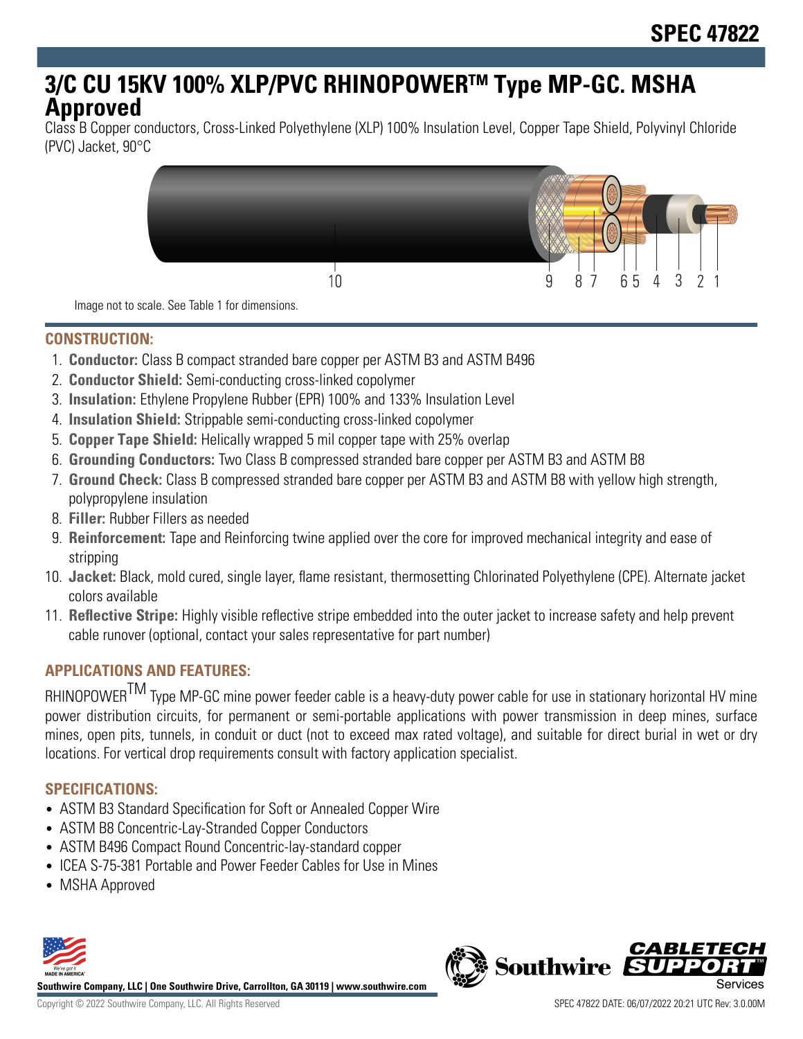# SPEC 47822

# 3/C CU 15KV 100% XLP/PVC RHINOPOWERTM Type MP-GC. MSHA Approved

Class B Copper conductors, Cross-Linked Polyethylene (XLP) 100% Insulation Level, Copper Tape Shield, Polyvinyl Chloride (PVC) Jacket, 90°C

10

9 8 7 6 5 4 3 2 1

Image not to scale. See Table 1 for dimensions.

## CONSTRUCTION:

1. **Conductor:** Class B compact stranded bare copper per ASTM B3 and ASTM B496
2. **Conductor Shield:** Semi-conducting cross-linked copolymer
3. **Insulation:** Ethylene Propylene Rubber (EPR) 100% and 133% Insulation Level
4. **Insulation Shield:** Strippable semi-conducting cross-linked copolymer
5. **Copper Tape Shield:** Helically wrapped 5 mil copper tape with 25% overlap
6. **Grounding Conductors:** Two Class B compressed stranded bare copper per ASTM B3 and ASTM B8
7. **Ground Check:** Class B compressed stranded bare copper per ASTM B3 and ASTM B8 with yellow high strength, polypropylene insulation
8. **Filler:** Rubber Fillers as needed
9. **Reinforcement:** Tape and Reinforcing twine applied over the core for improved mechanical integrity and ease of stripping
10. **Jacket:** Black, mold cured, single layer, flame resistant, thermosetting Chlorinated Polyethylene (CPE). Alternate jacket colors available
11. **Reflective Stripe:** Highly visible reflective stripe embedded into the outer jacket to increase safety and help prevent cable runover (optional, contact your sales representative for part number)

## APPLICATIONS AND FEATURES:

RHINOPOWERTM Type MP-GC mine power feeder cable is a heavy-duty power cable for use in stationary horizontal HV mine power distribution circuits, for permanent or semi-portable applications with power transmission in deep mines, surface mines, open pits, tunnels, in conduit or duct (not to exceed max rated voltage), and suitable for direct burial in wet or dry locations. For vertical drop requirements consult with factory application specialist.

## SPECIFICATIONS:

- ASTM B3 Standard Specification for Soft or Annealed Copper Wire
- ASTM B8 Concentric-Lay-Stranded Copper Conductors
- ASTM B496 Compact Round Concentric-lay-standard copper
- ICEA S-75-381 Portable and Power Feeder Cables for Use in Mines
- MSHA Approved

Southwire Company, LLC | One Southwire Drive, Carrollton, GA 30119 | www.southwire.com

Copyright © 2022 Southwire Company, LLC. All Rights Reserved

SPEC 47822 DATE: 06/07/2022 20:21 UTC Rev: 3.0.00M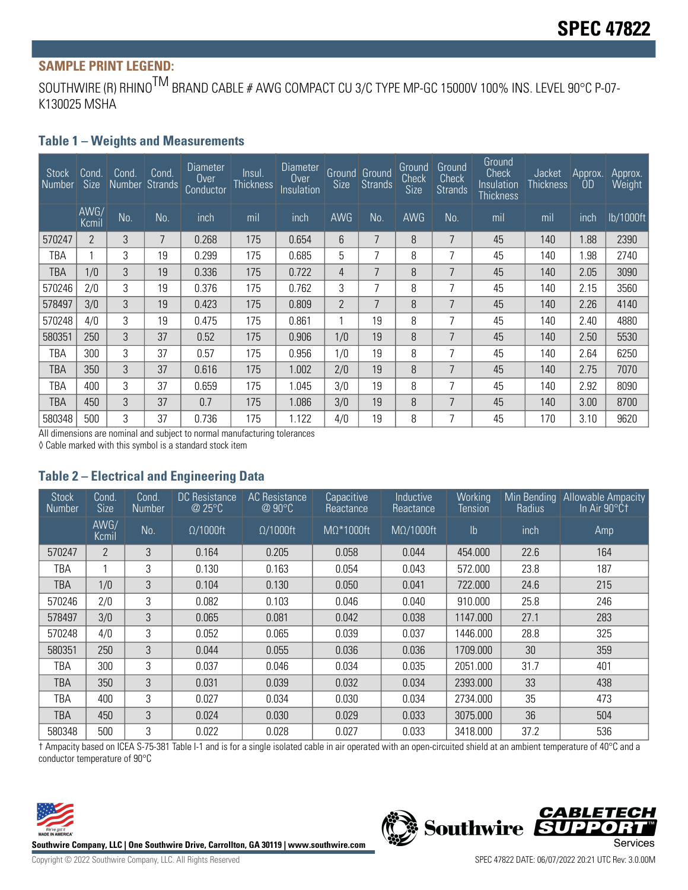# SPEC 47822

## SAMPLE PRINT LEGEND:

SOUTHWIRE (R) RHINO™ BRAND CABLE # AWG COMPACT CU 3/C TYPE MP-GC 15000V 100% INS. LEVEL 90°C P-07-K130025 MSHA

### Table 1 – Weights and Measurements

| Stock Number | Cond. Size | Cond. Number | Cond. Strands | Diameter Over Conductor | Insul. Thickness | Diameter Over Insulation | Ground Size | Ground Strands | Ground Check Size | Ground Check Strands | Ground Check Insulation Thickness | Jacket Thickness | Approx. OD | Approx. Weight |
|---|---|---|---|---|---|---|---|---|---|---|---|---|---|---|
| | AWG/ Kcmil | No. | No. | inch | mil | inch | AWG | No. | AWG | No. | mil | mil | inch | lb/1000ft |
| 570247 | 2 | 3 | 7 | 0.268 | 175 | 0.654 | 6 | 7 | 8 | 7 | 45 | 140 | 1.88 | 2390 |
| TBA | 1 | 3 | 19 | 0.299 | 175 | 0.685 | 5 | 7 | 8 | 7 | 45 | 140 | 1.98 | 2740 |
| TBA | 1/0 | 3 | 19 | 0.336 | 175 | 0.722 | 4 | 7 | 8 | 7 | 45 | 140 | 2.05 | 3090 |
| 570246 | 2/0 | 3 | 19 | 0.376 | 175 | 0.762 | 3 | 7 | 8 | 7 | 45 | 140 | 2.15 | 3560 |
| 578497 | 3/0 | 3 | 19 | 0.423 | 175 | 0.809 | 2 | 7 | 8 | 7 | 45 | 140 | 2.26 | 4140 |
| 570248 | 4/0 | 3 | 19 | 0.475 | 175 | 0.861 | 1 | 19 | 8 | 7 | 45 | 140 | 2.40 | 4880 |
| 580351 | 250 | 3 | 37 | 0.52 | 175 | 0.906 | 1/0 | 19 | 8 | 7 | 45 | 140 | 2.50 | 5530 |
| TBA | 300 | 3 | 37 | 0.57 | 175 | 0.956 | 1/0 | 19 | 8 | 7 | 45 | 140 | 2.64 | 6250 |
| TBA | 350 | 3 | 37 | 0.616 | 175 | 1.002 | 2/0 | 19 | 8 | 7 | 45 | 140 | 2.75 | 7070 |
| TBA | 400 | 3 | 37 | 0.659 | 175 | 1.045 | 3/0 | 19 | 8 | 7 | 45 | 140 | 2.92 | 8090 |
| TBA | 450 | 3 | 37 | 0.7 | 175 | 1.086 | 3/0 | 19 | 8 | 7 | 45 | 140 | 3.00 | 8700 |
| 580348 | 500 | 3 | 37 | 0.736 | 175 | 1.122 | 4/0 | 19 | 8 | 7 | 45 | 170 | 3.10 | 9620 |

All dimensions are nominal and subject to normal manufacturing tolerances

◊ Cable marked with this symbol is a standard stock item

### Table 2 – Electrical and Engineering Data

| Stock Number | Cond. Size | Cond. Number | DC Resistance @ 25°C | AC Resistance @ 90°C | Capacitive Reactance | Inductive Reactance | Working Tension | Min Bending Radius | Allowable Ampacity In Air 90°C† |
|---|---|---|---|---|---|---|---|---|---|
| | AWG/ Kcmil | No. | Ω/1000ft | Ω/1000ft | MΩ*1000ft | MΩ/1000ft | lb | inch | Amp |
| 570247 | 2 | 3 | 0.164 | 0.205 | 0.058 | 0.044 | 454.000 | 22.6 | 164 |
| TBA | 1 | 3 | 0.130 | 0.163 | 0.054 | 0.043 | 572.000 | 23.8 | 187 |
| TBA | 1/0 | 3 | 0.104 | 0.130 | 0.050 | 0.041 | 722.000 | 24.6 | 215 |
| 570246 | 2/0 | 3 | 0.082 | 0.103 | 0.046 | 0.040 | 910.000 | 25.8 | 246 |
| 578497 | 3/0 | 3 | 0.065 | 0.081 | 0.042 | 0.038 | 1147.000 | 27.1 | 283 |
| 570248 | 4/0 | 3 | 0.052 | 0.065 | 0.039 | 0.037 | 1446.000 | 28.8 | 325 |
| 580351 | 250 | 3 | 0.044 | 0.055 | 0.036 | 0.036 | 1709.000 | 30 | 359 |
| TBA | 300 | 3 | 0.037 | 0.046 | 0.034 | 0.035 | 2051.000 | 31.7 | 401 |
| TBA | 350 | 3 | 0.031 | 0.039 | 0.032 | 0.034 | 2393.000 | 33 | 438 |
| TBA | 400 | 3 | 0.027 | 0.034 | 0.030 | 0.034 | 2734.000 | 35 | 473 |
| TBA | 450 | 3 | 0.024 | 0.030 | 0.029 | 0.033 | 3075.000 | 36 | 504 |
| 580348 | 500 | 3 | 0.022 | 0.028 | 0.027 | 0.033 | 3418.000 | 37.2 | 536 |

† Ampacity based on ICEA S-75-381 Table I-1 and is for a single isolated cable in air operated with an open-circuited shield at an ambient temperature of 40°C and a conductor temperature of 90°C

Southwire Company, LLC | One Southwire Drive, Carrollton, GA 30119 | www.southwire.com

Copyright © 2022 Southwire Company, LLC. All Rights Reserved

SPEC 47822 DATE: 06/07/2022 20:21 UTC Rev: 3.0.00M